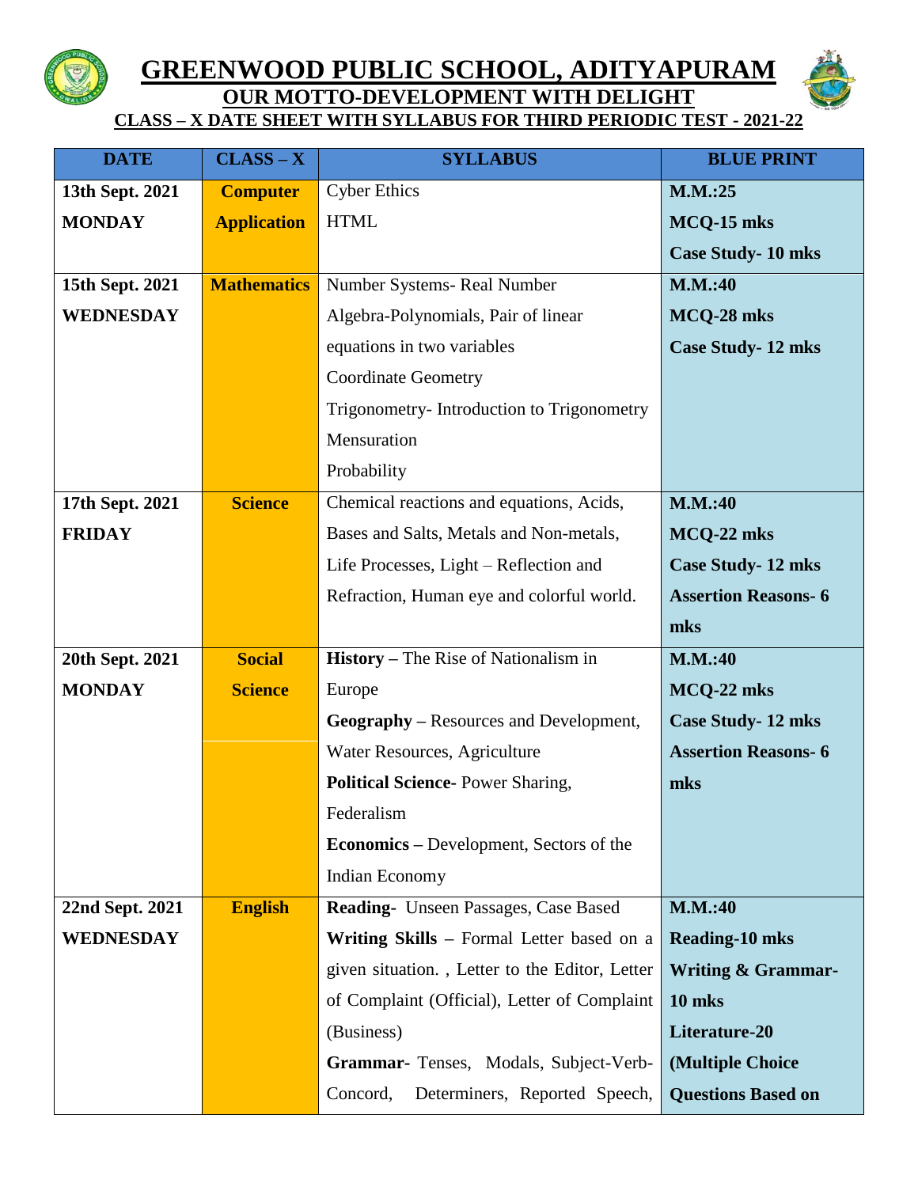# GREENWOOD PUBLIC SCHOOL, ADITYAPURAM

## OUR MOTTO-DEVELOPMENT WITH DELIGHT

### CLASS – X DATE SHEET WITH SYLLABUS FOR THIRD PERIODIC TEST - 2021-22

| DATE | CLASS – X | SYLLABUS | BLUE PRINT |
|---|---|---|---|
| **13th Sept. 2021 MONDAY** | **Computer Application** | Cyber Ethics<br>HTML | **M.M.:25**<br>**MCQ-15 mks**<br>**Case Study- 10 mks** |
| **15th Sept. 2021 WEDNESDAY** | **Mathematics** | Number Systems- Real Number<br>Algebra-Polynomials, Pair of linear equations in two variables<br>Coordinate Geometry<br>Trigonometry- Introduction to Trigonometry<br>Mensuration<br>Probability | **M.M.:40**<br>**MCQ-28 mks**<br>**Case Study- 12 mks** |
| **17th Sept. 2021 FRIDAY** | **Science** | Chemical reactions and equations, Acids, Bases and Salts, Metals and Non-metals, Life Processes, Light – Reflection and Refraction, Human eye and colorful world. | **M.M.:40**<br>**MCQ-22 mks**<br>**Case Study- 12 mks**<br>**Assertion Reasons- 6 mks** |
| **20th Sept. 2021 MONDAY** | **Social Science** | **History** – The Rise of Nationalism in Europe<br>**Geography** – Resources and Development, Water Resources, Agriculture<br>**Political Science-** Power Sharing, Federalism<br>**Economics** – Development, Sectors of the Indian Economy | **M.M.:40**<br>**MCQ-22 mks**<br>**Case Study- 12 mks**<br>**Assertion Reasons- 6 mks** |
| **22nd Sept. 2021 WEDNESDAY** | **English** | **Reading-** Unseen Passages, Case Based<br>**Writing Skills** – Formal Letter based on a given situation. , Letter to the Editor, Letter of Complaint (Official), Letter of Complaint (Business)<br>**Grammar-** Tenses, Modals, Subject-Verb-Concord, Determiners, Reported Speech, | **M.M.:40**<br>**Reading-10 mks**<br>**Writing & Grammar-10 mks**<br>**Literature-20 (Multiple Choice Questions Based on** |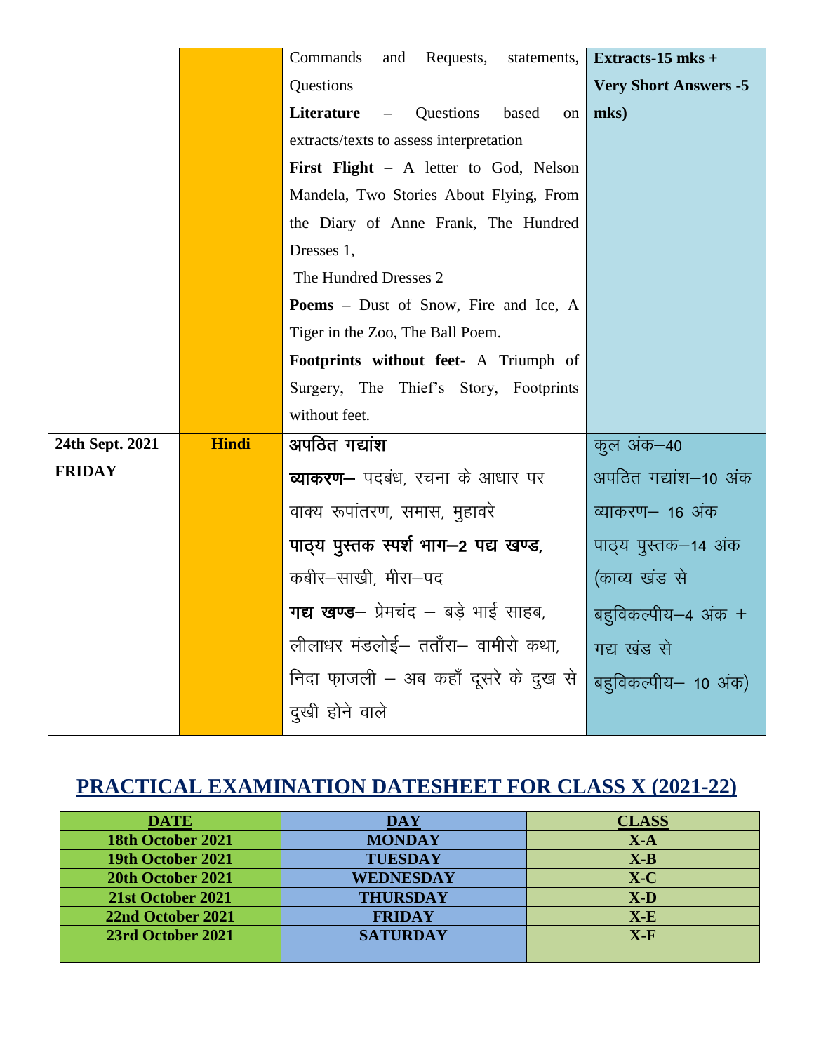| | | | |
|---|---|---|---|
| | | Commands and Requests, statements, Questions<br>**Literature** – Questions based on extracts/texts to assess interpretation<br>**First Flight** – A letter to God, Nelson Mandela, Two Stories About Flying, From the Diary of Anne Frank, The Hundred Dresses 1,<br>The Hundred Dresses 2<br>**Poems** – Dust of Snow, Fire and Ice, A Tiger in the Zoo, The Ball Poem.<br>**Footprints without feet**- A Triumph of Surgery, The Thief's Story, Footprints without feet. | **Extracts-15 mks + Very Short Answers -5 mks)** |
| **24th Sept. 2021 FRIDAY** | **Hindi** | **अपठित गद्यांश**<br>**व्याकरण–** पदबंध, रचना के आधार पर वाक्य रूपांतरण, समास, मुहावरे<br>**पाठ्य पुस्तक स्पर्श भाग–2 पद्य खण्ड,** कबीर–साखी, मीरा–पद<br>**गद्य खण्ड**– प्रेमचंद – बड़े भाई साहब, लीलाधर मंडलोई– तताँरा– वामीरो कथा, निदा फ़ाजली – अब कहाँ दूसरे के दुख से दुखी होने वाले | कुल अंक–40<br>अपठित गद्यांश–10 अंक<br>व्याकरण– 16 अंक<br>पाठ्य पुस्तक–14 अंक<br>(काव्य खंड से बहुविकल्पीय–4 अंक + गद्य खंड से बहुविकल्पीय– 10 अंक) |

## PRACTICAL EXAMINATION DATESHEET FOR CLASS X (2021-22)

| DATE | DAY | CLASS |
|---|---|---|
| 18th October 2021 | MONDAY | X-A |
| 19th October 2021 | TUESDAY | X-B |
| 20th October 2021 | WEDNESDAY | X-C |
| 21st October 2021 | THURSDAY | X-D |
| 22nd October 2021 | FRIDAY | X-E |
| 23rd October 2021 | SATURDAY | X-F |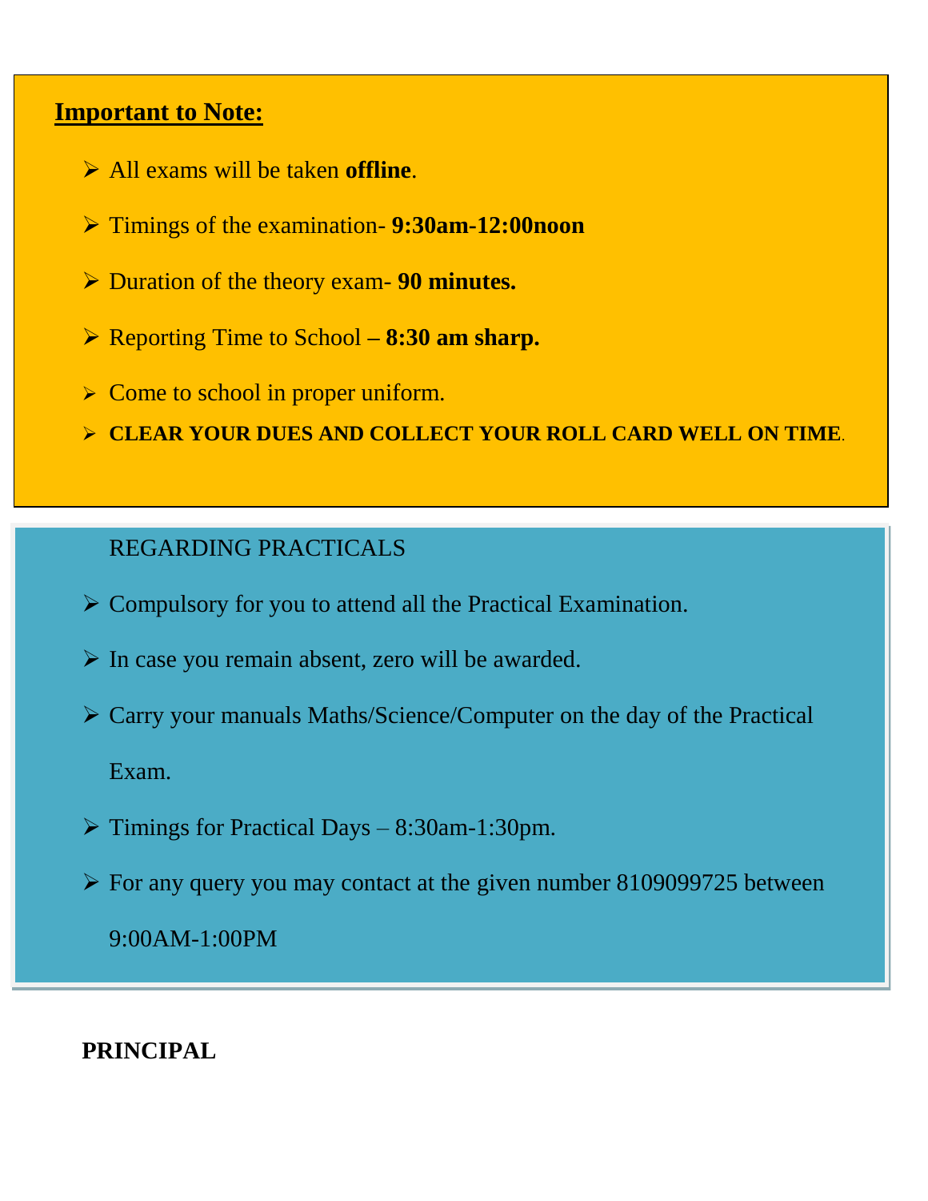**<u>Important to Note:</u>**

- All exams will be taken **offline**.
- Timings of the examination- **9:30am-12:00noon**
- Duration of the theory exam- **90 minutes.**
- Reporting Time to School **– 8:30 am sharp.**
- Come to school in proper uniform.
- **CLEAR YOUR DUES AND COLLECT YOUR ROLL CARD WELL ON TIME**.

REGARDING PRACTICALS

- Compulsory for you to attend all the Practical Examination.
- In case you remain absent, zero will be awarded.
- Carry your manuals Maths/Science/Computer on the day of the Practical Exam.
- Timings for Practical Days – 8:30am-1:30pm.
- For any query you may contact at the given number 8109099725 between 9:00AM-1:00PM

**PRINCIPAL**